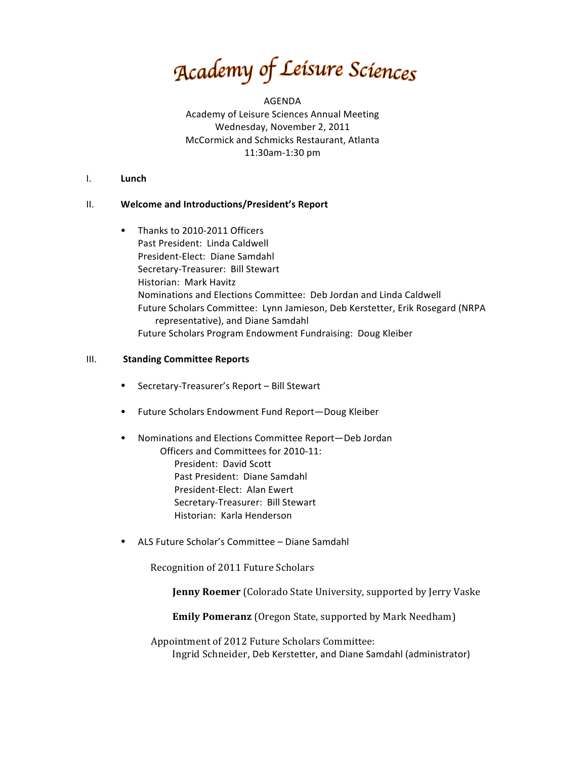# Academy of Leisure Sciences

AGENDA
Academy of Leisure Sciences Annual Meeting
Wednesday, November 2, 2011
McCormick and Schmicks Restaurant, Atlanta
11:30am-1:30 pm

I. **Lunch**

II. **Welcome and Introductions/President's Report**

- Thanks to 2010-2011 Officers
  Past President: Linda Caldwell
  President-Elect: Diane Samdahl
  Secretary-Treasurer: Bill Stewart
  Historian: Mark Havitz
  Nominations and Elections Committee: Deb Jordan and Linda Caldwell
  Future Scholars Committee: Lynn Jamieson, Deb Kerstetter, Erik Rosegard (NRPA representative), and Diane Samdahl
  Future Scholars Program Endowment Fundraising: Doug Kleiber

III. **Standing Committee Reports**

- Secretary-Treasurer's Report – Bill Stewart
- Future Scholars Endowment Fund Report—Doug Kleiber
- Nominations and Elections Committee Report—Deb Jordan
  Officers and Committees for 2010-11:
  President: David Scott
  Past President: Diane Samdahl
  President-Elect: Alan Ewert
  Secretary-Treasurer: Bill Stewart
  Historian: Karla Henderson
- ALS Future Scholar's Committee – Diane Samdahl

  Recognition of 2011 Future Scholars

  **Jenny Roemer** (Colorado State University, supported by Jerry Vaske

  **Emily Pomeranz** (Oregon State, supported by Mark Needham)

  Appointment of 2012 Future Scholars Committee:
  Ingrid Schneider, Deb Kerstetter, and Diane Samdahl (administrator)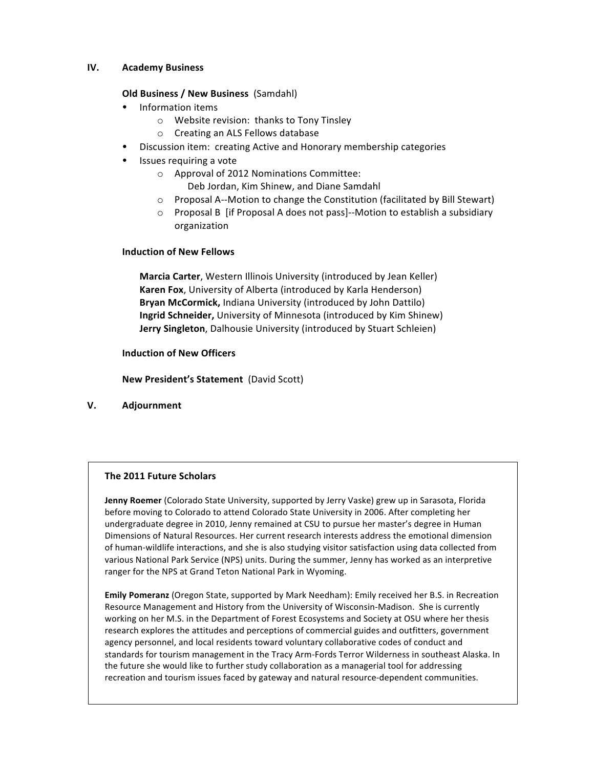## IV. Academy Business

**Old Business / New Business** (Samdahl)

- Information items
  - Website revision: thanks to Tony Tinsley
  - Creating an ALS Fellows database
- Discussion item: creating Active and Honorary membership categories
- Issues requiring a vote
  - Approval of 2012 Nominations Committee:
    Deb Jordan, Kim Shinew, and Diane Samdahl
  - Proposal A--Motion to change the Constitution (facilitated by Bill Stewart)
  - Proposal B [if Proposal A does not pass]--Motion to establish a subsidiary organization

**Induction of New Fellows**

**Marcia Carter**, Western Illinois University (introduced by Jean Keller)
**Karen Fox**, University of Alberta (introduced by Karla Henderson)
**Bryan McCormick,** Indiana University (introduced by John Dattilo)
**Ingrid Schneider,** University of Minnesota (introduced by Kim Shinew)
**Jerry Singleton**, Dalhousie University (introduced by Stuart Schleien)

**Induction of New Officers**

**New President's Statement** (David Scott)

## V. Adjournment

### The 2011 Future Scholars

**Jenny Roemer** (Colorado State University, supported by Jerry Vaske) grew up in Sarasota, Florida before moving to Colorado to attend Colorado State University in 2006. After completing her undergraduate degree in 2010, Jenny remained at CSU to pursue her master's degree in Human Dimensions of Natural Resources. Her current research interests address the emotional dimension of human-wildlife interactions, and she is also studying visitor satisfaction using data collected from various National Park Service (NPS) units. During the summer, Jenny has worked as an interpretive ranger for the NPS at Grand Teton National Park in Wyoming.

**Emily Pomeranz** (Oregon State, supported by Mark Needham): Emily received her B.S. in Recreation Resource Management and History from the University of Wisconsin-Madison. She is currently working on her M.S. in the Department of Forest Ecosystems and Society at OSU where her thesis research explores the attitudes and perceptions of commercial guides and outfitters, government agency personnel, and local residents toward voluntary collaborative codes of conduct and standards for tourism management in the Tracy Arm-Fords Terror Wilderness in southeast Alaska. In the future she would like to further study collaboration as a managerial tool for addressing recreation and tourism issues faced by gateway and natural resource-dependent communities.